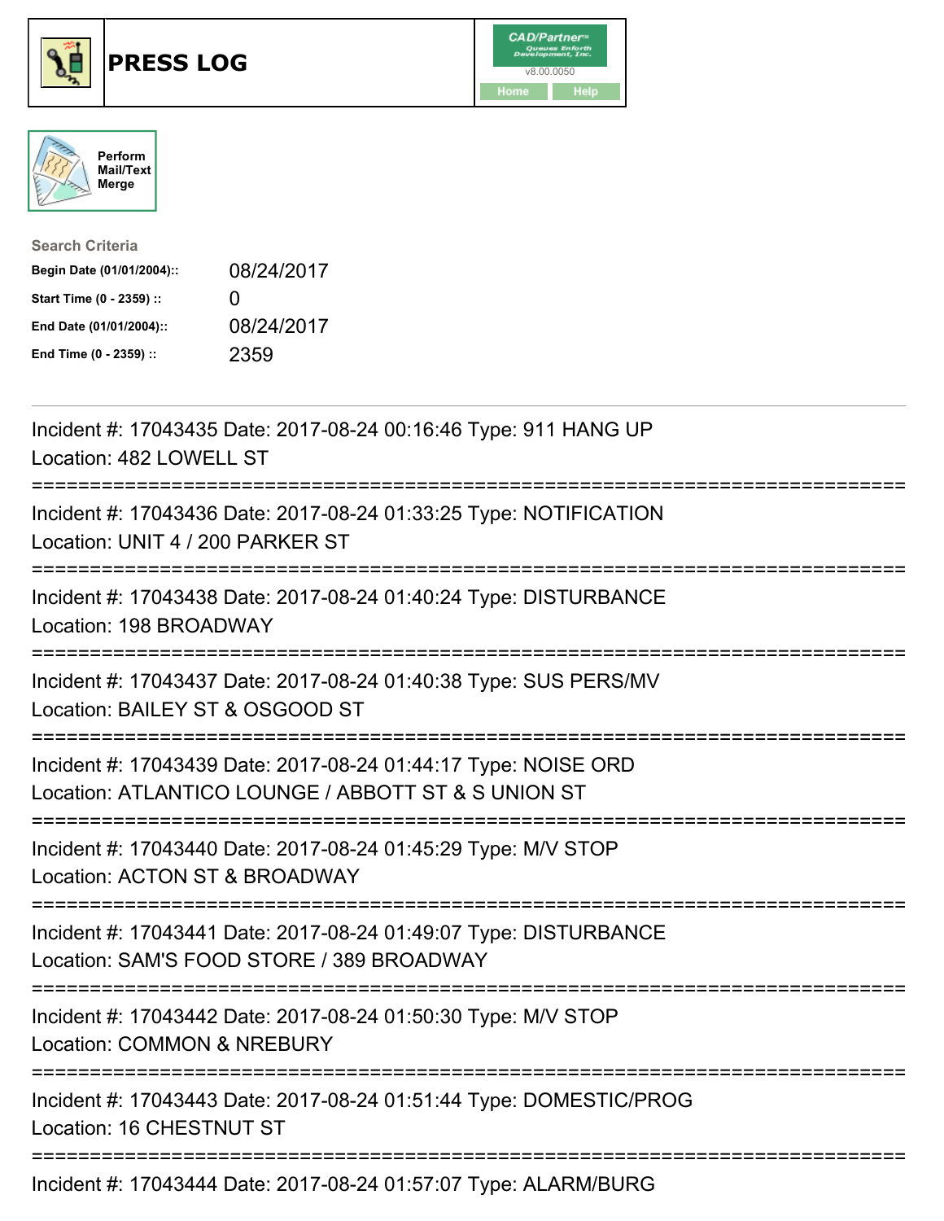# PRESS LOG

CAD/Partner v8.00.0050

Home | Help

Perform Mail/Text Merge

**Search Criteria**

| | |
|---|---|
| **Begin Date (01/01/2004)::** | 08/24/2017 |
| **Start Time (0 - 2359) ::** | 0 |
| **End Date (01/01/2004)::** | 08/24/2017 |
| **End Time (0 - 2359) ::** | 2359 |

---

Incident #: 17043435 Date: 2017-08-24 00:16:46 Type: 911 HANG UP
Location: 482 LOWELL ST

===========================================================================

Incident #: 17043436 Date: 2017-08-24 01:33:25 Type: NOTIFICATION
Location: UNIT 4 / 200 PARKER ST

===========================================================================

Incident #: 17043438 Date: 2017-08-24 01:40:24 Type: DISTURBANCE
Location: 198 BROADWAY

===========================================================================

Incident #: 17043437 Date: 2017-08-24 01:40:38 Type: SUS PERS/MV
Location: BAILEY ST & OSGOOD ST

===========================================================================

Incident #: 17043439 Date: 2017-08-24 01:44:17 Type: NOISE ORD
Location: ATLANTICO LOUNGE / ABBOTT ST & S UNION ST

===========================================================================

Incident #: 17043440 Date: 2017-08-24 01:45:29 Type: M/V STOP
Location: ACTON ST & BROADWAY

===========================================================================

Incident #: 17043441 Date: 2017-08-24 01:49:07 Type: DISTURBANCE
Location: SAM'S FOOD STORE / 389 BROADWAY

===========================================================================

Incident #: 17043442 Date: 2017-08-24 01:50:30 Type: M/V STOP
Location: COMMON & NREBURY

===========================================================================

Incident #: 17043443 Date: 2017-08-24 01:51:44 Type: DOMESTIC/PROG
Location: 16 CHESTNUT ST

===========================================================================

Incident #: 17043444 Date: 2017-08-24 01:57:07 Type: ALARM/BURG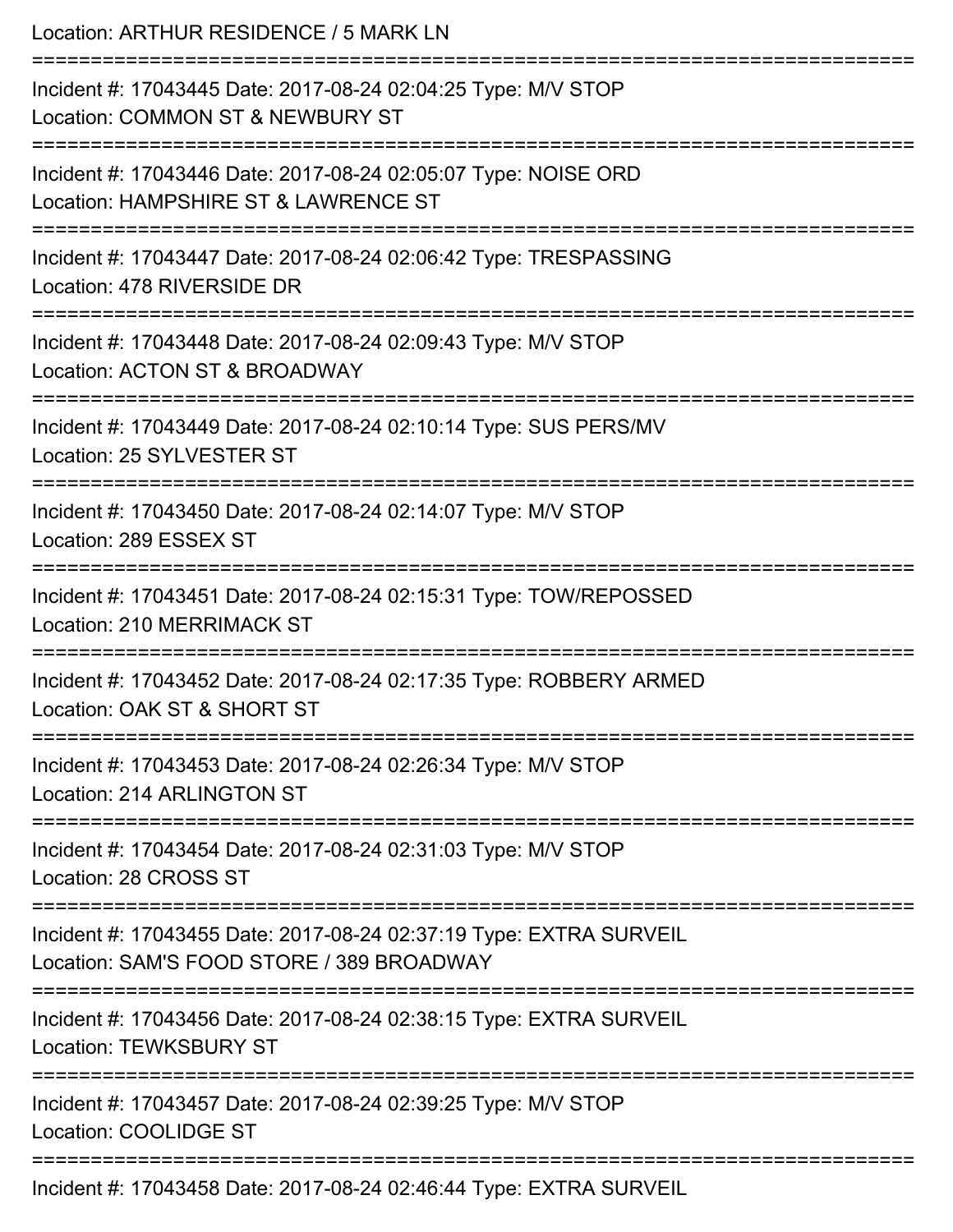Location: ARTHUR RESIDENCE / 5 MARK LN

===========================================================================

Incident #: 17043445 Date: 2017-08-24 02:04:25 Type: M/V STOP
Location: COMMON ST & NEWBURY ST

===========================================================================

Incident #: 17043446 Date: 2017-08-24 02:05:07 Type: NOISE ORD
Location: HAMPSHIRE ST & LAWRENCE ST

===========================================================================

Incident #: 17043447 Date: 2017-08-24 02:06:42 Type: TRESPASSING
Location: 478 RIVERSIDE DR

===========================================================================

Incident #: 17043448 Date: 2017-08-24 02:09:43 Type: M/V STOP
Location: ACTON ST & BROADWAY

===========================================================================

Incident #: 17043449 Date: 2017-08-24 02:10:14 Type: SUS PERS/MV
Location: 25 SYLVESTER ST

===========================================================================

Incident #: 17043450 Date: 2017-08-24 02:14:07 Type: M/V STOP
Location: 289 ESSEX ST

===========================================================================

Incident #: 17043451 Date: 2017-08-24 02:15:31 Type: TOW/REPOSSED
Location: 210 MERRIMACK ST

===========================================================================

Incident #: 17043452 Date: 2017-08-24 02:17:35 Type: ROBBERY ARMED
Location: OAK ST & SHORT ST

===========================================================================

Incident #: 17043453 Date: 2017-08-24 02:26:34 Type: M/V STOP
Location: 214 ARLINGTON ST

===========================================================================

Incident #: 17043454 Date: 2017-08-24 02:31:03 Type: M/V STOP
Location: 28 CROSS ST

===========================================================================

Incident #: 17043455 Date: 2017-08-24 02:37:19 Type: EXTRA SURVEIL
Location: SAM'S FOOD STORE / 389 BROADWAY

===========================================================================

Incident #: 17043456 Date: 2017-08-24 02:38:15 Type: EXTRA SURVEIL
Location: TEWKSBURY ST

===========================================================================

Incident #: 17043457 Date: 2017-08-24 02:39:25 Type: M/V STOP
Location: COOLIDGE ST

===========================================================================

Incident #: 17043458 Date: 2017-08-24 02:46:44 Type: EXTRA SURVEIL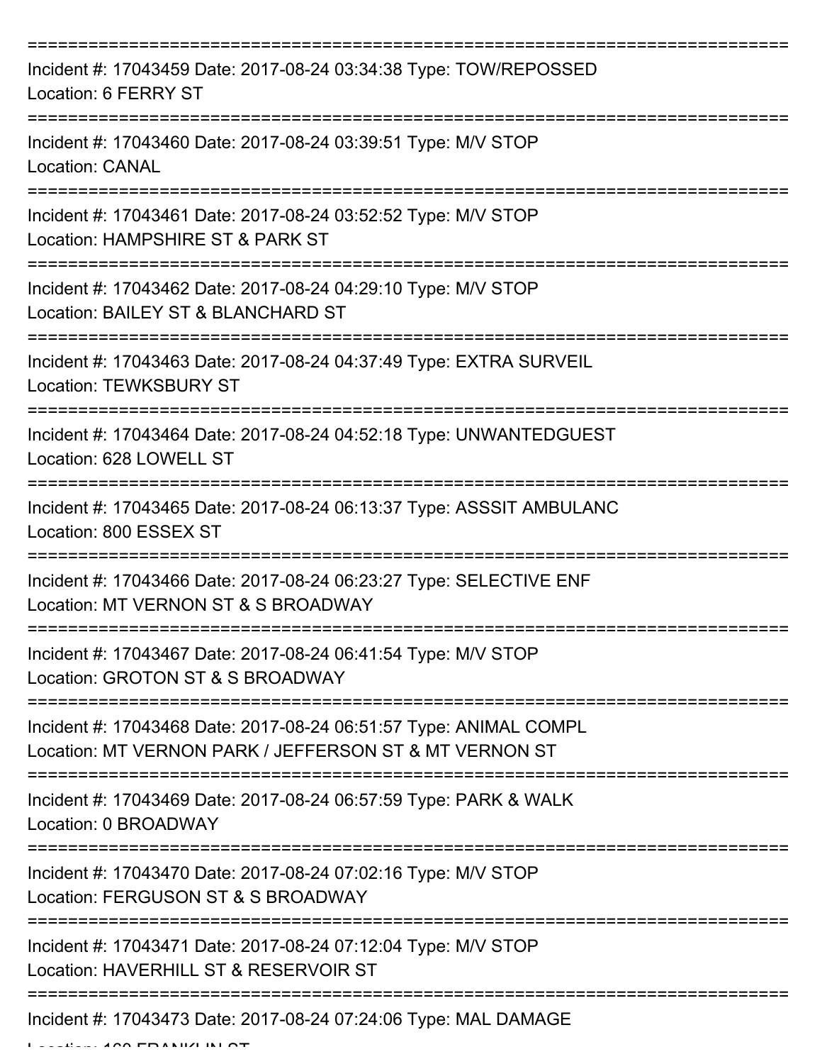===========================================================================

Incident #: 17043459 Date: 2017-08-24 03:34:38 Type: TOW/REPOSSED

Location: 6 FERRY ST

===========================================================================

Incident #: 17043460 Date: 2017-08-24 03:39:51 Type: M/V STOP

Location: CANAL

===========================================================================

Incident #: 17043461 Date: 2017-08-24 03:52:52 Type: M/V STOP

Location: HAMPSHIRE ST & PARK ST

===========================================================================

Incident #: 17043462 Date: 2017-08-24 04:29:10 Type: M/V STOP

Location: BAILEY ST & BLANCHARD ST

===========================================================================

Incident #: 17043463 Date: 2017-08-24 04:37:49 Type: EXTRA SURVEIL

Location: TEWKSBURY ST

===========================================================================

Incident #: 17043464 Date: 2017-08-24 04:52:18 Type: UNWANTEDGUEST

Location: 628 LOWELL ST

===========================================================================

Incident #: 17043465 Date: 2017-08-24 06:13:37 Type: ASSSIT AMBULANC

Location: 800 ESSEX ST

===========================================================================

Incident #: 17043466 Date: 2017-08-24 06:23:27 Type: SELECTIVE ENF

Location: MT VERNON ST & S BROADWAY

===========================================================================

Incident #: 17043467 Date: 2017-08-24 06:41:54 Type: M/V STOP

Location: GROTON ST & S BROADWAY

===========================================================================

Incident #: 17043468 Date: 2017-08-24 06:51:57 Type: ANIMAL COMPL

Location: MT VERNON PARK / JEFFERSON ST & MT VERNON ST

===========================================================================

Incident #: 17043469 Date: 2017-08-24 06:57:59 Type: PARK & WALK

Location: 0 BROADWAY

===========================================================================

Incident #: 17043470 Date: 2017-08-24 07:02:16 Type: M/V STOP

Location: FERGUSON ST & S BROADWAY

===========================================================================

Incident #: 17043471 Date: 2017-08-24 07:12:04 Type: M/V STOP

Location: HAVERHILL ST & RESERVOIR ST

===========================================================================

Incident #: 17043473 Date: 2017-08-24 07:24:06 Type: MAL DAMAGE

Location: 160 FRANKLIN ST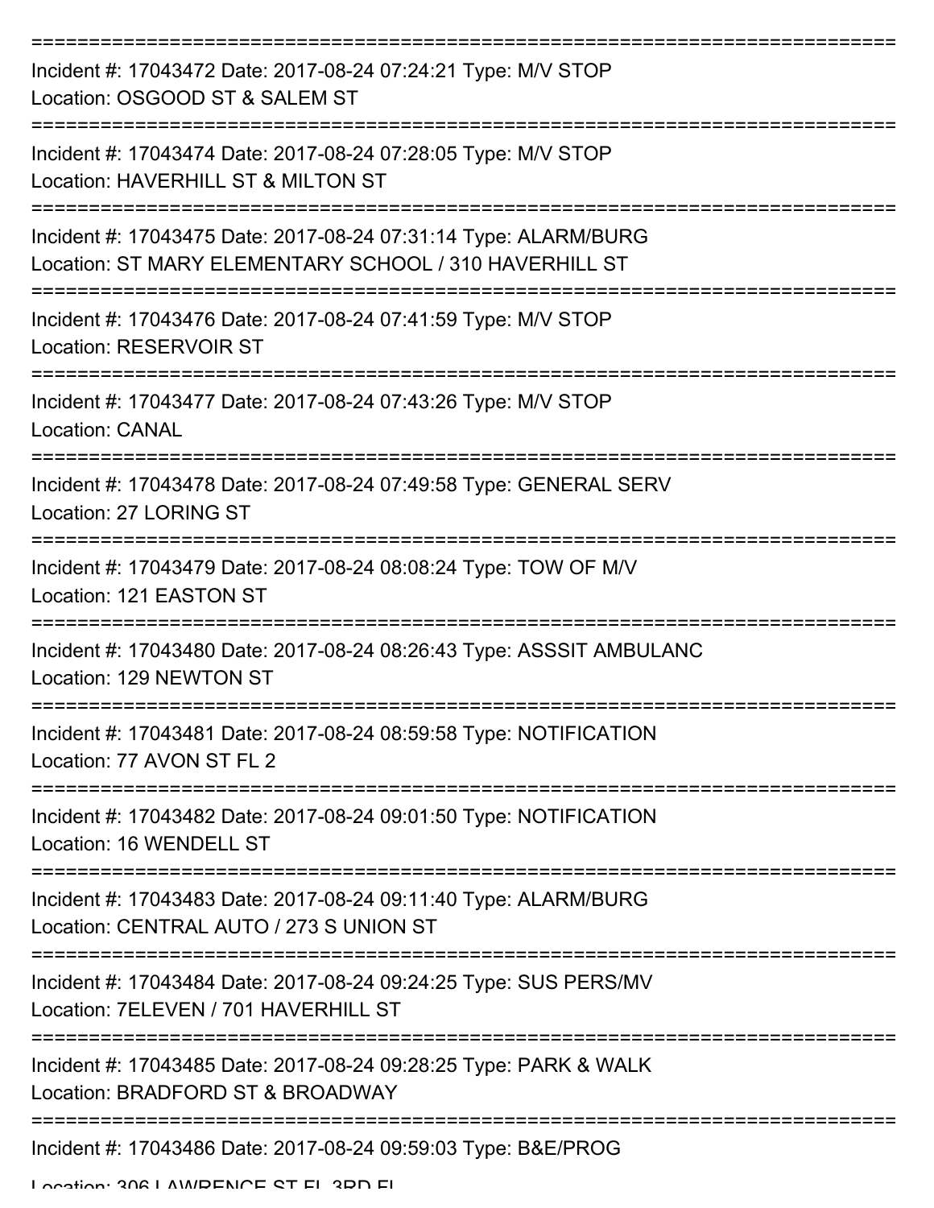===========================================================================

Incident #: 17043472 Date: 2017-08-24 07:24:21 Type: M/V STOP
Location: OSGOOD ST & SALEM ST

===========================================================================

Incident #: 17043474 Date: 2017-08-24 07:28:05 Type: M/V STOP
Location: HAVERHILL ST & MILTON ST

===========================================================================

Incident #: 17043475 Date: 2017-08-24 07:31:14 Type: ALARM/BURG
Location: ST MARY ELEMENTARY SCHOOL / 310 HAVERHILL ST

===========================================================================

Incident #: 17043476 Date: 2017-08-24 07:41:59 Type: M/V STOP
Location: RESERVOIR ST

===========================================================================

Incident #: 17043477 Date: 2017-08-24 07:43:26 Type: M/V STOP
Location: CANAL

===========================================================================

Incident #: 17043478 Date: 2017-08-24 07:49:58 Type: GENERAL SERV
Location: 27 LORING ST

===========================================================================

Incident #: 17043479 Date: 2017-08-24 08:08:24 Type: TOW OF M/V
Location: 121 EASTON ST

===========================================================================

Incident #: 17043480 Date: 2017-08-24 08:26:43 Type: ASSSIT AMBULANC
Location: 129 NEWTON ST

===========================================================================

Incident #: 17043481 Date: 2017-08-24 08:59:58 Type: NOTIFICATION
Location: 77 AVON ST FL 2

===========================================================================

Incident #: 17043482 Date: 2017-08-24 09:01:50 Type: NOTIFICATION
Location: 16 WENDELL ST

===========================================================================

Incident #: 17043483 Date: 2017-08-24 09:11:40 Type: ALARM/BURG
Location: CENTRAL AUTO / 273 S UNION ST

===========================================================================

Incident #: 17043484 Date: 2017-08-24 09:24:25 Type: SUS PERS/MV
Location: 7ELEVEN / 701 HAVERHILL ST

===========================================================================

Incident #: 17043485 Date: 2017-08-24 09:28:25 Type: PARK & WALK
Location: BRADFORD ST & BROADWAY

===========================================================================

Incident #: 17043486 Date: 2017-08-24 09:59:03 Type: B&E/PROG
Location: 306 LAWRENCE ST FL 3RD FL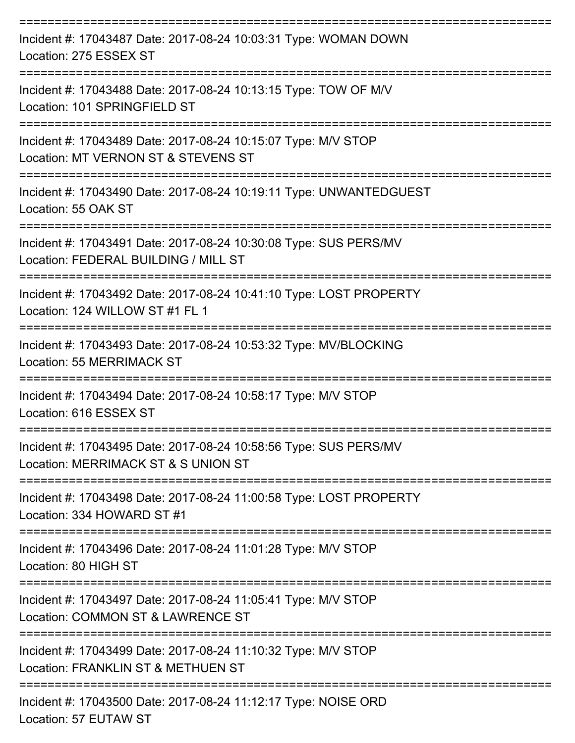===========================================================================

Incident #: 17043487 Date: 2017-08-24 10:03:31 Type: WOMAN DOWN
Location: 275 ESSEX ST

===========================================================================

Incident #: 17043488 Date: 2017-08-24 10:13:15 Type: TOW OF M/V
Location: 101 SPRINGFIELD ST

===========================================================================

Incident #: 17043489 Date: 2017-08-24 10:15:07 Type: M/V STOP
Location: MT VERNON ST & STEVENS ST

===========================================================================

Incident #: 17043490 Date: 2017-08-24 10:19:11 Type: UNWANTEDGUEST
Location: 55 OAK ST

===========================================================================

Incident #: 17043491 Date: 2017-08-24 10:30:08 Type: SUS PERS/MV
Location: FEDERAL BUILDING / MILL ST

===========================================================================

Incident #: 17043492 Date: 2017-08-24 10:41:10 Type: LOST PROPERTY
Location: 124 WILLOW ST #1 FL 1

===========================================================================

Incident #: 17043493 Date: 2017-08-24 10:53:32 Type: MV/BLOCKING
Location: 55 MERRIMACK ST

===========================================================================

Incident #: 17043494 Date: 2017-08-24 10:58:17 Type: M/V STOP
Location: 616 ESSEX ST

===========================================================================

Incident #: 17043495 Date: 2017-08-24 10:58:56 Type: SUS PERS/MV
Location: MERRIMACK ST & S UNION ST

===========================================================================

Incident #: 17043498 Date: 2017-08-24 11:00:58 Type: LOST PROPERTY
Location: 334 HOWARD ST #1

===========================================================================

Incident #: 17043496 Date: 2017-08-24 11:01:28 Type: M/V STOP
Location: 80 HIGH ST

===========================================================================

Incident #: 17043497 Date: 2017-08-24 11:05:41 Type: M/V STOP
Location: COMMON ST & LAWRENCE ST

===========================================================================

Incident #: 17043499 Date: 2017-08-24 11:10:32 Type: M/V STOP
Location: FRANKLIN ST & METHUEN ST

===========================================================================

Incident #: 17043500 Date: 2017-08-24 11:12:17 Type: NOISE ORD
Location: 57 EUTAW ST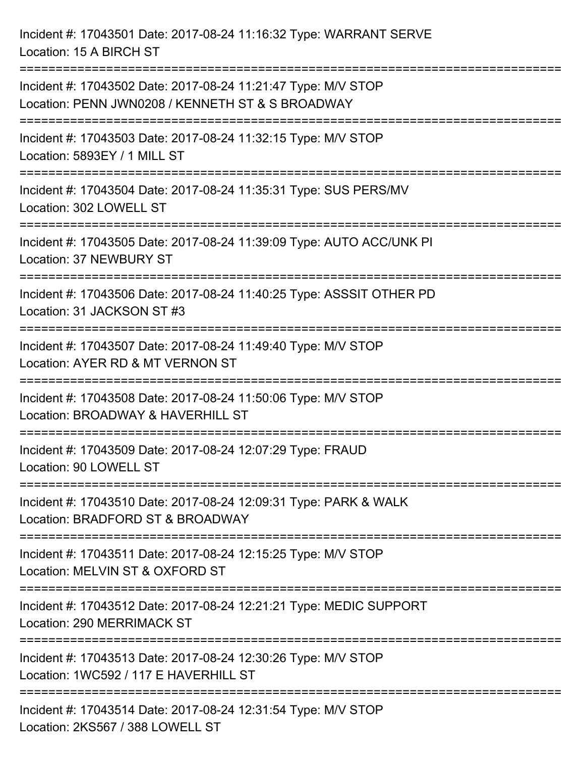Incident #: 17043501 Date: 2017-08-24 11:16:32 Type: WARRANT SERVE
Location: 15 A BIRCH ST

===========================================================================

Incident #: 17043502 Date: 2017-08-24 11:21:47 Type: M/V STOP
Location: PENN JWN0208 / KENNETH ST & S BROADWAY

===========================================================================

Incident #: 17043503 Date: 2017-08-24 11:32:15 Type: M/V STOP
Location: 5893EY / 1 MILL ST

===========================================================================

Incident #: 17043504 Date: 2017-08-24 11:35:31 Type: SUS PERS/MV
Location: 302 LOWELL ST

===========================================================================

Incident #: 17043505 Date: 2017-08-24 11:39:09 Type: AUTO ACC/UNK PI
Location: 37 NEWBURY ST

===========================================================================

Incident #: 17043506 Date: 2017-08-24 11:40:25 Type: ASSSIT OTHER PD
Location: 31 JACKSON ST #3

===========================================================================

Incident #: 17043507 Date: 2017-08-24 11:49:40 Type: M/V STOP
Location: AYER RD & MT VERNON ST

===========================================================================

Incident #: 17043508 Date: 2017-08-24 11:50:06 Type: M/V STOP
Location: BROADWAY & HAVERHILL ST

===========================================================================

Incident #: 17043509 Date: 2017-08-24 12:07:29 Type: FRAUD
Location: 90 LOWELL ST

===========================================================================

Incident #: 17043510 Date: 2017-08-24 12:09:31 Type: PARK & WALK
Location: BRADFORD ST & BROADWAY

===========================================================================

Incident #: 17043511 Date: 2017-08-24 12:15:25 Type: M/V STOP
Location: MELVIN ST & OXFORD ST

===========================================================================

Incident #: 17043512 Date: 2017-08-24 12:21:21 Type: MEDIC SUPPORT
Location: 290 MERRIMACK ST

===========================================================================

Incident #: 17043513 Date: 2017-08-24 12:30:26 Type: M/V STOP
Location: 1WC592 / 117 E HAVERHILL ST

===========================================================================

Incident #: 17043514 Date: 2017-08-24 12:31:54 Type: M/V STOP
Location: 2KS567 / 388 LOWELL ST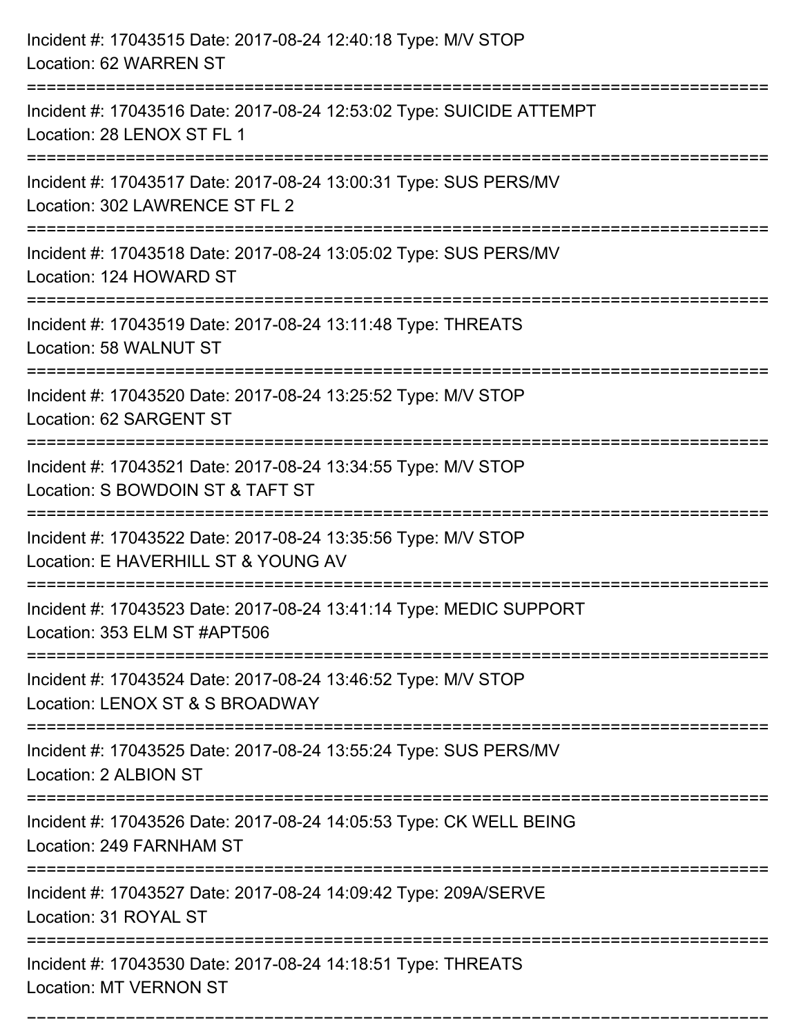Incident #: 17043515 Date: 2017-08-24 12:40:18 Type: M/V STOP
Location: 62 WARREN ST

===========================================================================

Incident #: 17043516 Date: 2017-08-24 12:53:02 Type: SUICIDE ATTEMPT
Location: 28 LENOX ST FL 1

===========================================================================

Incident #: 17043517 Date: 2017-08-24 13:00:31 Type: SUS PERS/MV
Location: 302 LAWRENCE ST FL 2

===========================================================================

Incident #: 17043518 Date: 2017-08-24 13:05:02 Type: SUS PERS/MV
Location: 124 HOWARD ST

===========================================================================

Incident #: 17043519 Date: 2017-08-24 13:11:48 Type: THREATS
Location: 58 WALNUT ST

===========================================================================

Incident #: 17043520 Date: 2017-08-24 13:25:52 Type: M/V STOP
Location: 62 SARGENT ST

===========================================================================

Incident #: 17043521 Date: 2017-08-24 13:34:55 Type: M/V STOP
Location: S BOWDOIN ST & TAFT ST

===========================================================================

Incident #: 17043522 Date: 2017-08-24 13:35:56 Type: M/V STOP
Location: E HAVERHILL ST & YOUNG AV

===========================================================================

Incident #: 17043523 Date: 2017-08-24 13:41:14 Type: MEDIC SUPPORT
Location: 353 ELM ST #APT506

===========================================================================

Incident #: 17043524 Date: 2017-08-24 13:46:52 Type: M/V STOP
Location: LENOX ST & S BROADWAY

===========================================================================

Incident #: 17043525 Date: 2017-08-24 13:55:24 Type: SUS PERS/MV
Location: 2 ALBION ST

===========================================================================

Incident #: 17043526 Date: 2017-08-24 14:05:53 Type: CK WELL BEING
Location: 249 FARNHAM ST

===========================================================================

Incident #: 17043527 Date: 2017-08-24 14:09:42 Type: 209A/SERVE
Location: 31 ROYAL ST

===========================================================================

Incident #: 17043530 Date: 2017-08-24 14:18:51 Type: THREATS
Location: MT VERNON ST

===========================================================================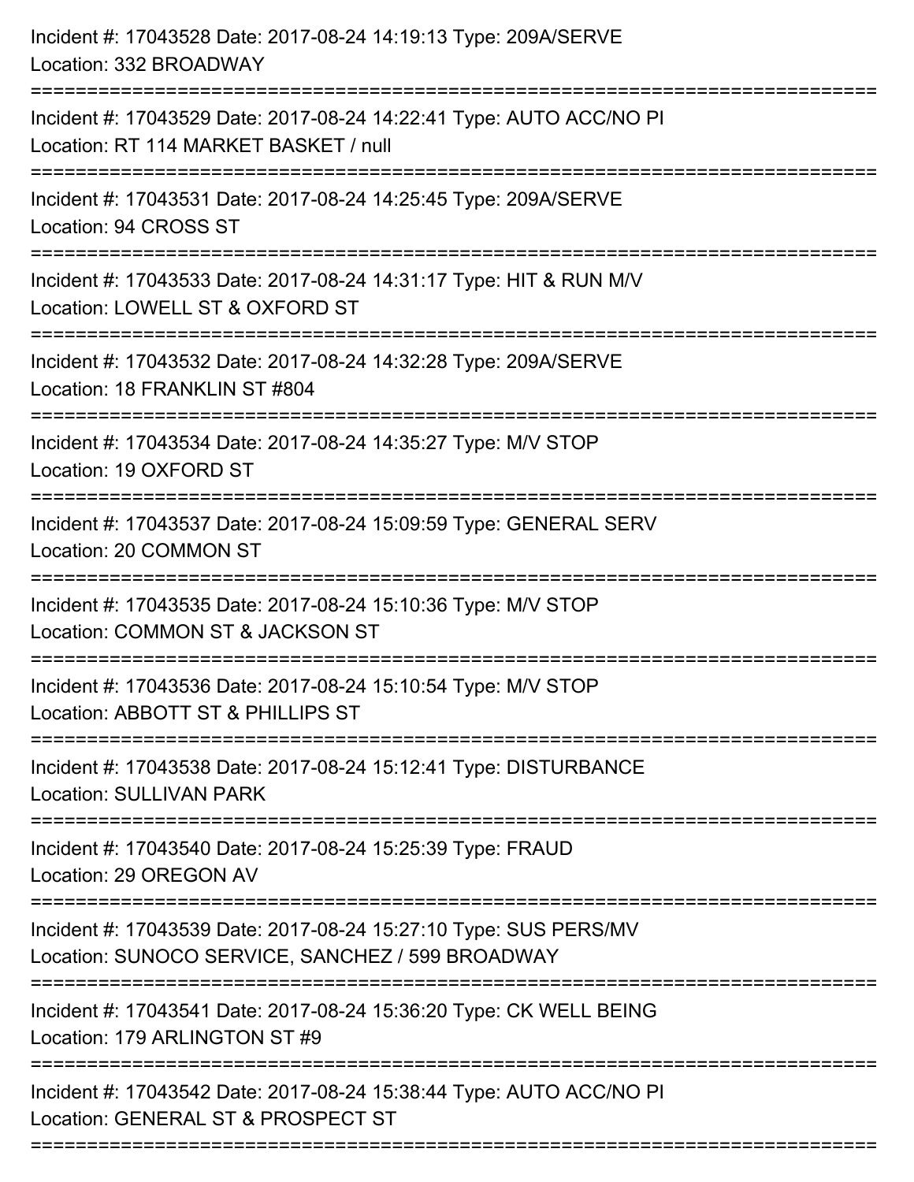Incident #: 17043528 Date: 2017-08-24 14:19:13 Type: 209A/SERVE
Location: 332 BROADWAY

===========================================================================

Incident #: 17043529 Date: 2017-08-24 14:22:41 Type: AUTO ACC/NO PI
Location: RT 114 MARKET BASKET / null

===========================================================================

Incident #: 17043531 Date: 2017-08-24 14:25:45 Type: 209A/SERVE
Location: 94 CROSS ST

===========================================================================

Incident #: 17043533 Date: 2017-08-24 14:31:17 Type: HIT & RUN M/V
Location: LOWELL ST & OXFORD ST

===========================================================================

Incident #: 17043532 Date: 2017-08-24 14:32:28 Type: 209A/SERVE
Location: 18 FRANKLIN ST #804

===========================================================================

Incident #: 17043534 Date: 2017-08-24 14:35:27 Type: M/V STOP
Location: 19 OXFORD ST

===========================================================================

Incident #: 17043537 Date: 2017-08-24 15:09:59 Type: GENERAL SERV
Location: 20 COMMON ST

===========================================================================

Incident #: 17043535 Date: 2017-08-24 15:10:36 Type: M/V STOP
Location: COMMON ST & JACKSON ST

===========================================================================

Incident #: 17043536 Date: 2017-08-24 15:10:54 Type: M/V STOP
Location: ABBOTT ST & PHILLIPS ST

===========================================================================

Incident #: 17043538 Date: 2017-08-24 15:12:41 Type: DISTURBANCE
Location: SULLIVAN PARK

===========================================================================

Incident #: 17043540 Date: 2017-08-24 15:25:39 Type: FRAUD
Location: 29 OREGON AV

===========================================================================

Incident #: 17043539 Date: 2017-08-24 15:27:10 Type: SUS PERS/MV
Location: SUNOCO SERVICE, SANCHEZ / 599 BROADWAY

===========================================================================

Incident #: 17043541 Date: 2017-08-24 15:36:20 Type: CK WELL BEING
Location: 179 ARLINGTON ST #9

===========================================================================

Incident #: 17043542 Date: 2017-08-24 15:38:44 Type: AUTO ACC/NO PI
Location: GENERAL ST & PROSPECT ST

===========================================================================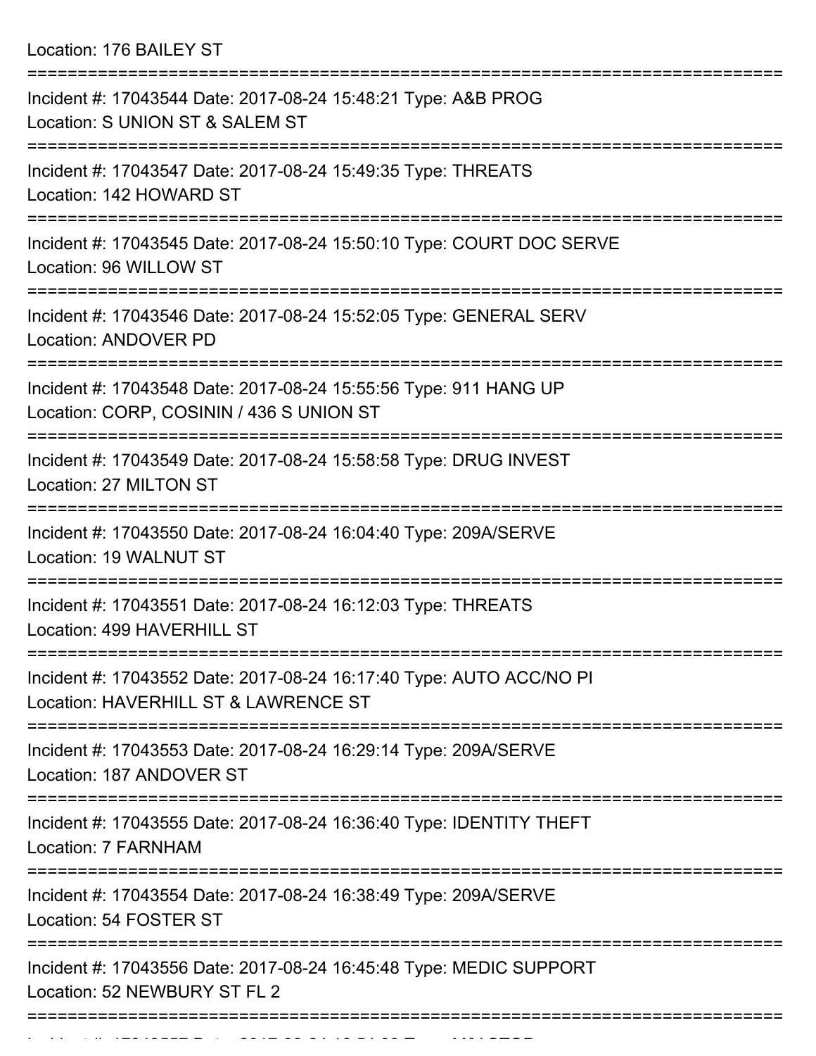Location: 176 BAILEY ST

===========================================================================

Incident #: 17043544 Date: 2017-08-24 15:48:21 Type: A&B PROG
Location: S UNION ST & SALEM ST

===========================================================================

Incident #: 17043547 Date: 2017-08-24 15:49:35 Type: THREATS
Location: 142 HOWARD ST

===========================================================================

Incident #: 17043545 Date: 2017-08-24 15:50:10 Type: COURT DOC SERVE
Location: 96 WILLOW ST

===========================================================================

Incident #: 17043546 Date: 2017-08-24 15:52:05 Type: GENERAL SERV
Location: ANDOVER PD

===========================================================================

Incident #: 17043548 Date: 2017-08-24 15:55:56 Type: 911 HANG UP
Location: CORP, COSININ / 436 S UNION ST

===========================================================================

Incident #: 17043549 Date: 2017-08-24 15:58:58 Type: DRUG INVEST
Location: 27 MILTON ST

===========================================================================

Incident #: 17043550 Date: 2017-08-24 16:04:40 Type: 209A/SERVE
Location: 19 WALNUT ST

===========================================================================

Incident #: 17043551 Date: 2017-08-24 16:12:03 Type: THREATS
Location: 499 HAVERHILL ST

===========================================================================

Incident #: 17043552 Date: 2017-08-24 16:17:40 Type: AUTO ACC/NO PI
Location: HAVERHILL ST & LAWRENCE ST

===========================================================================

Incident #: 17043553 Date: 2017-08-24 16:29:14 Type: 209A/SERVE
Location: 187 ANDOVER ST

===========================================================================

Incident #: 17043555 Date: 2017-08-24 16:36:40 Type: IDENTITY THEFT
Location: 7 FARNHAM

===========================================================================

Incident #: 17043554 Date: 2017-08-24 16:38:49 Type: 209A/SERVE
Location: 54 FOSTER ST

===========================================================================

Incident #: 17043556 Date: 2017-08-24 16:45:48 Type: MEDIC SUPPORT
Location: 52 NEWBURY ST FL 2

===========================================================================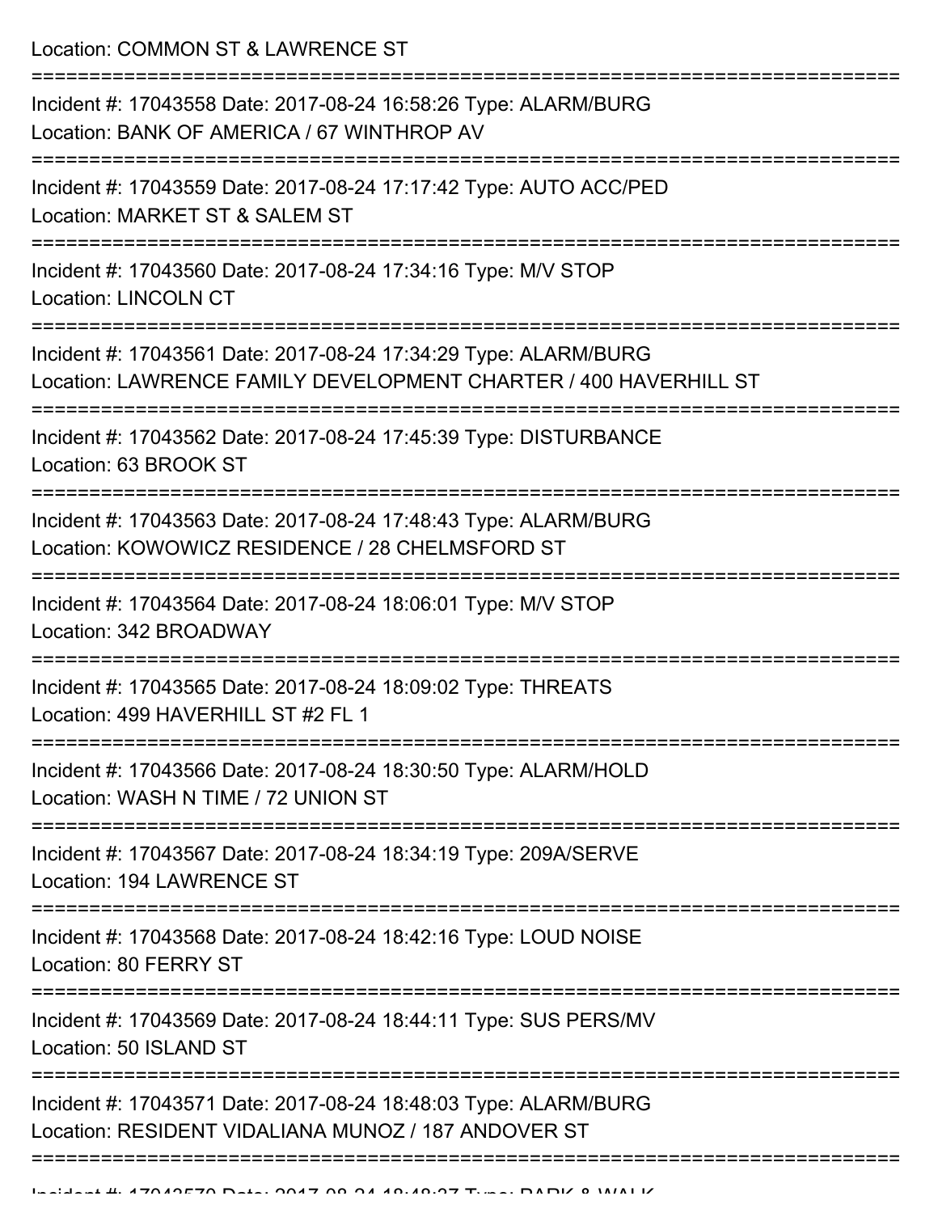Location: COMMON ST & LAWRENCE ST

===========================================================================

Incident #: 17043558 Date: 2017-08-24 16:58:26 Type: ALARM/BURG
Location: BANK OF AMERICA / 67 WINTHROP AV

===========================================================================

Incident #: 17043559 Date: 2017-08-24 17:17:42 Type: AUTO ACC/PED
Location: MARKET ST & SALEM ST

===========================================================================

Incident #: 17043560 Date: 2017-08-24 17:34:16 Type: M/V STOP
Location: LINCOLN CT

===========================================================================

Incident #: 17043561 Date: 2017-08-24 17:34:29 Type: ALARM/BURG
Location: LAWRENCE FAMILY DEVELOPMENT CHARTER / 400 HAVERHILL ST

===========================================================================

Incident #: 17043562 Date: 2017-08-24 17:45:39 Type: DISTURBANCE
Location: 63 BROOK ST

===========================================================================

Incident #: 17043563 Date: 2017-08-24 17:48:43 Type: ALARM/BURG
Location: KOWOWICZ RESIDENCE / 28 CHELMSFORD ST

===========================================================================

Incident #: 17043564 Date: 2017-08-24 18:06:01 Type: M/V STOP
Location: 342 BROADWAY

===========================================================================

Incident #: 17043565 Date: 2017-08-24 18:09:02 Type: THREATS
Location: 499 HAVERHILL ST #2 FL 1

===========================================================================

Incident #: 17043566 Date: 2017-08-24 18:30:50 Type: ALARM/HOLD
Location: WASH N TIME / 72 UNION ST

===========================================================================

Incident #: 17043567 Date: 2017-08-24 18:34:19 Type: 209A/SERVE
Location: 194 LAWRENCE ST

===========================================================================

Incident #: 17043568 Date: 2017-08-24 18:42:16 Type: LOUD NOISE
Location: 80 FERRY ST

===========================================================================

Incident #: 17043569 Date: 2017-08-24 18:44:11 Type: SUS PERS/MV
Location: 50 ISLAND ST

===========================================================================

Incident #: 17043571 Date: 2017-08-24 18:48:03 Type: ALARM/BURG
Location: RESIDENT VIDALIANA MUNOZ / 187 ANDOVER ST

===========================================================================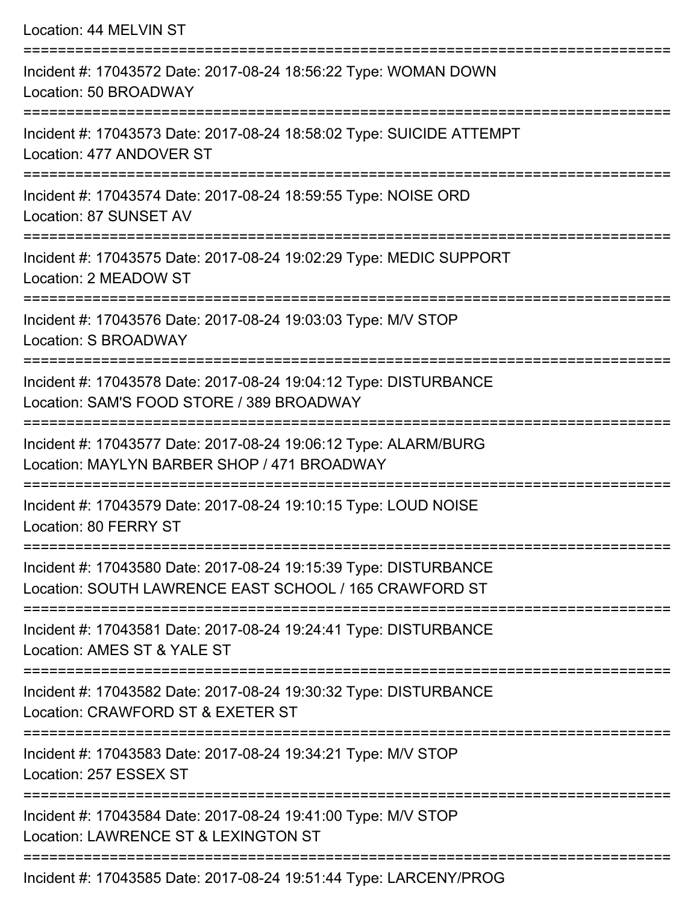Location: 44 MELVIN ST

===========================================================================

Incident #: 17043572 Date: 2017-08-24 18:56:22 Type: WOMAN DOWN
Location: 50 BROADWAY

===========================================================================

Incident #: 17043573 Date: 2017-08-24 18:58:02 Type: SUICIDE ATTEMPT
Location: 477 ANDOVER ST

===========================================================================

Incident #: 17043574 Date: 2017-08-24 18:59:55 Type: NOISE ORD
Location: 87 SUNSET AV

===========================================================================

Incident #: 17043575 Date: 2017-08-24 19:02:29 Type: MEDIC SUPPORT
Location: 2 MEADOW ST

===========================================================================

Incident #: 17043576 Date: 2017-08-24 19:03:03 Type: M/V STOP
Location: S BROADWAY

===========================================================================

Incident #: 17043578 Date: 2017-08-24 19:04:12 Type: DISTURBANCE
Location: SAM'S FOOD STORE / 389 BROADWAY

===========================================================================

Incident #: 17043577 Date: 2017-08-24 19:06:12 Type: ALARM/BURG
Location: MAYLYN BARBER SHOP / 471 BROADWAY

===========================================================================

Incident #: 17043579 Date: 2017-08-24 19:10:15 Type: LOUD NOISE
Location: 80 FERRY ST

===========================================================================

Incident #: 17043580 Date: 2017-08-24 19:15:39 Type: DISTURBANCE
Location: SOUTH LAWRENCE EAST SCHOOL / 165 CRAWFORD ST

===========================================================================

Incident #: 17043581 Date: 2017-08-24 19:24:41 Type: DISTURBANCE
Location: AMES ST & YALE ST

===========================================================================

Incident #: 17043582 Date: 2017-08-24 19:30:32 Type: DISTURBANCE
Location: CRAWFORD ST & EXETER ST

===========================================================================

Incident #: 17043583 Date: 2017-08-24 19:34:21 Type: M/V STOP
Location: 257 ESSEX ST

===========================================================================

Incident #: 17043584 Date: 2017-08-24 19:41:00 Type: M/V STOP
Location: LAWRENCE ST & LEXINGTON ST

===========================================================================

Incident #: 17043585 Date: 2017-08-24 19:51:44 Type: LARCENY/PROG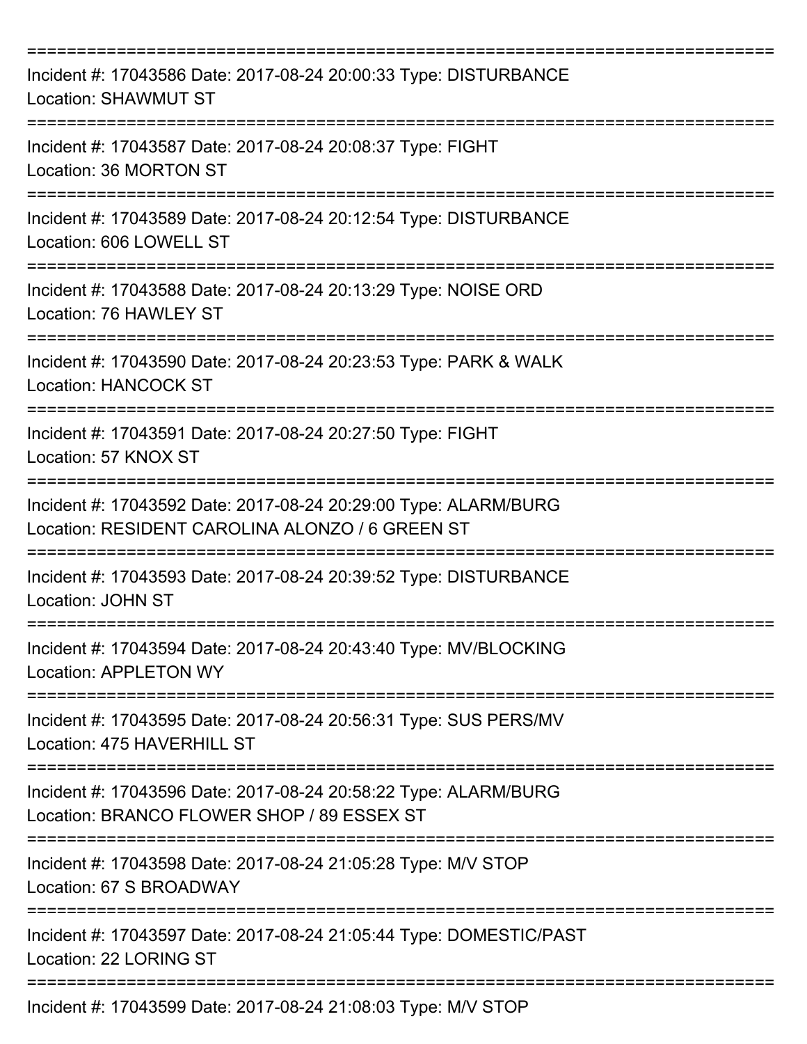==============================================================================
Incident #: 17043586 Date: 2017-08-24 20:00:33 Type: DISTURBANCE
Location: SHAWMUT ST
==============================================================================
Incident #: 17043587 Date: 2017-08-24 20:08:37 Type: FIGHT
Location: 36 MORTON ST
==============================================================================
Incident #: 17043589 Date: 2017-08-24 20:12:54 Type: DISTURBANCE
Location: 606 LOWELL ST
==============================================================================
Incident #: 17043588 Date: 2017-08-24 20:13:29 Type: NOISE ORD
Location: 76 HAWLEY ST
==============================================================================
Incident #: 17043590 Date: 2017-08-24 20:23:53 Type: PARK & WALK
Location: HANCOCK ST
==============================================================================
Incident #: 17043591 Date: 2017-08-24 20:27:50 Type: FIGHT
Location: 57 KNOX ST
==============================================================================
Incident #: 17043592 Date: 2017-08-24 20:29:00 Type: ALARM/BURG
Location: RESIDENT CAROLINA ALONZO / 6 GREEN ST
==============================================================================
Incident #: 17043593 Date: 2017-08-24 20:39:52 Type: DISTURBANCE
Location: JOHN ST
==============================================================================
Incident #: 17043594 Date: 2017-08-24 20:43:40 Type: MV/BLOCKING
Location: APPLETON WY
==============================================================================
Incident #: 17043595 Date: 2017-08-24 20:56:31 Type: SUS PERS/MV
Location: 475 HAVERHILL ST
==============================================================================
Incident #: 17043596 Date: 2017-08-24 20:58:22 Type: ALARM/BURG
Location: BRANCO FLOWER SHOP / 89 ESSEX ST
==============================================================================
Incident #: 17043598 Date: 2017-08-24 21:05:28 Type: M/V STOP
Location: 67 S BROADWAY
==============================================================================
Incident #: 17043597 Date: 2017-08-24 21:05:44 Type: DOMESTIC/PAST
Location: 22 LORING ST
==============================================================================
Incident #: 17043599 Date: 2017-08-24 21:08:03 Type: M/V STOP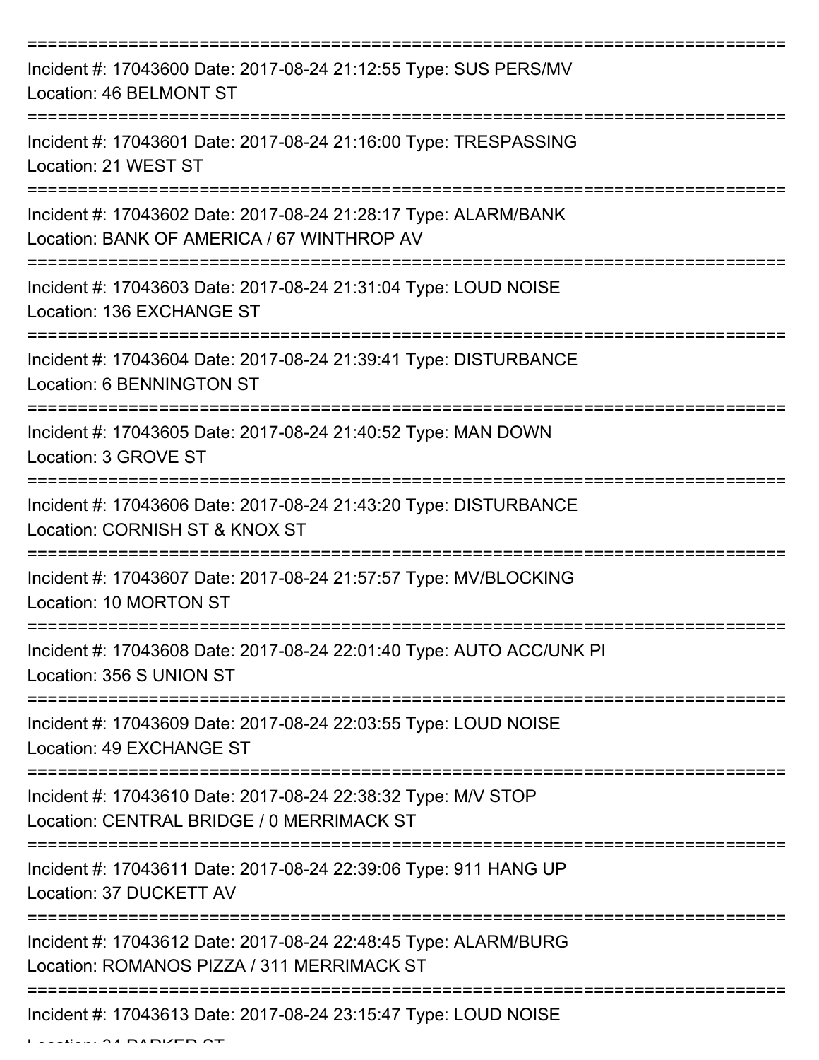===========================================================================

Incident #: 17043600 Date: 2017-08-24 21:12:55 Type: SUS PERS/MV
Location: 46 BELMONT ST

===========================================================================

Incident #: 17043601 Date: 2017-08-24 21:16:00 Type: TRESPASSING
Location: 21 WEST ST

===========================================================================

Incident #: 17043602 Date: 2017-08-24 21:28:17 Type: ALARM/BANK
Location: BANK OF AMERICA / 67 WINTHROP AV

===========================================================================

Incident #: 17043603 Date: 2017-08-24 21:31:04 Type: LOUD NOISE
Location: 136 EXCHANGE ST

===========================================================================

Incident #: 17043604 Date: 2017-08-24 21:39:41 Type: DISTURBANCE
Location: 6 BENNINGTON ST

===========================================================================

Incident #: 17043605 Date: 2017-08-24 21:40:52 Type: MAN DOWN
Location: 3 GROVE ST

===========================================================================

Incident #: 17043606 Date: 2017-08-24 21:43:20 Type: DISTURBANCE
Location: CORNISH ST & KNOX ST

===========================================================================

Incident #: 17043607 Date: 2017-08-24 21:57:57 Type: MV/BLOCKING
Location: 10 MORTON ST

===========================================================================

Incident #: 17043608 Date: 2017-08-24 22:01:40 Type: AUTO ACC/UNK PI
Location: 356 S UNION ST

===========================================================================

Incident #: 17043609 Date: 2017-08-24 22:03:55 Type: LOUD NOISE
Location: 49 EXCHANGE ST

===========================================================================

Incident #: 17043610 Date: 2017-08-24 22:38:32 Type: M/V STOP
Location: CENTRAL BRIDGE / 0 MERRIMACK ST

===========================================================================

Incident #: 17043611 Date: 2017-08-24 22:39:06 Type: 911 HANG UP
Location: 37 DUCKETT AV

===========================================================================

Incident #: 17043612 Date: 2017-08-24 22:48:45 Type: ALARM/BURG
Location: ROMANOS PIZZA / 311 MERRIMACK ST

===========================================================================

Incident #: 17043613 Date: 2017-08-24 23:15:47 Type: LOUD NOISE
Location: 24 PARKER ST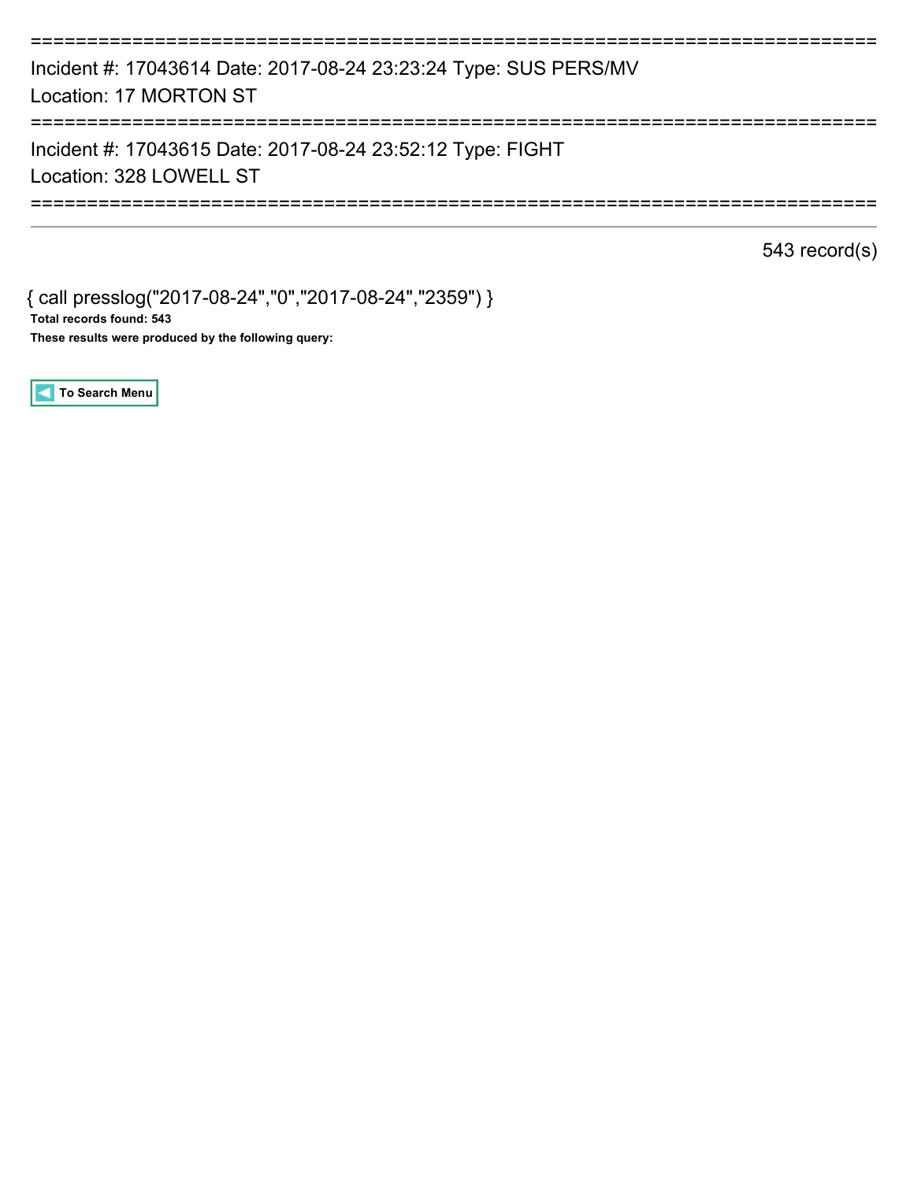===========================================================================

Incident #: 17043614 Date: 2017-08-24 23:23:24 Type: SUS PERS/MV

Location: 17 MORTON ST

===========================================================================

Incident #: 17043615 Date: 2017-08-24 23:52:12 Type: FIGHT

Location: 328 LOWELL ST

===========================================================================

543 record(s)

{ call presslog("2017-08-24","0","2017-08-24","2359") }

**Total records found: 543**

**These results were produced by the following query:**

**To Search Menu**